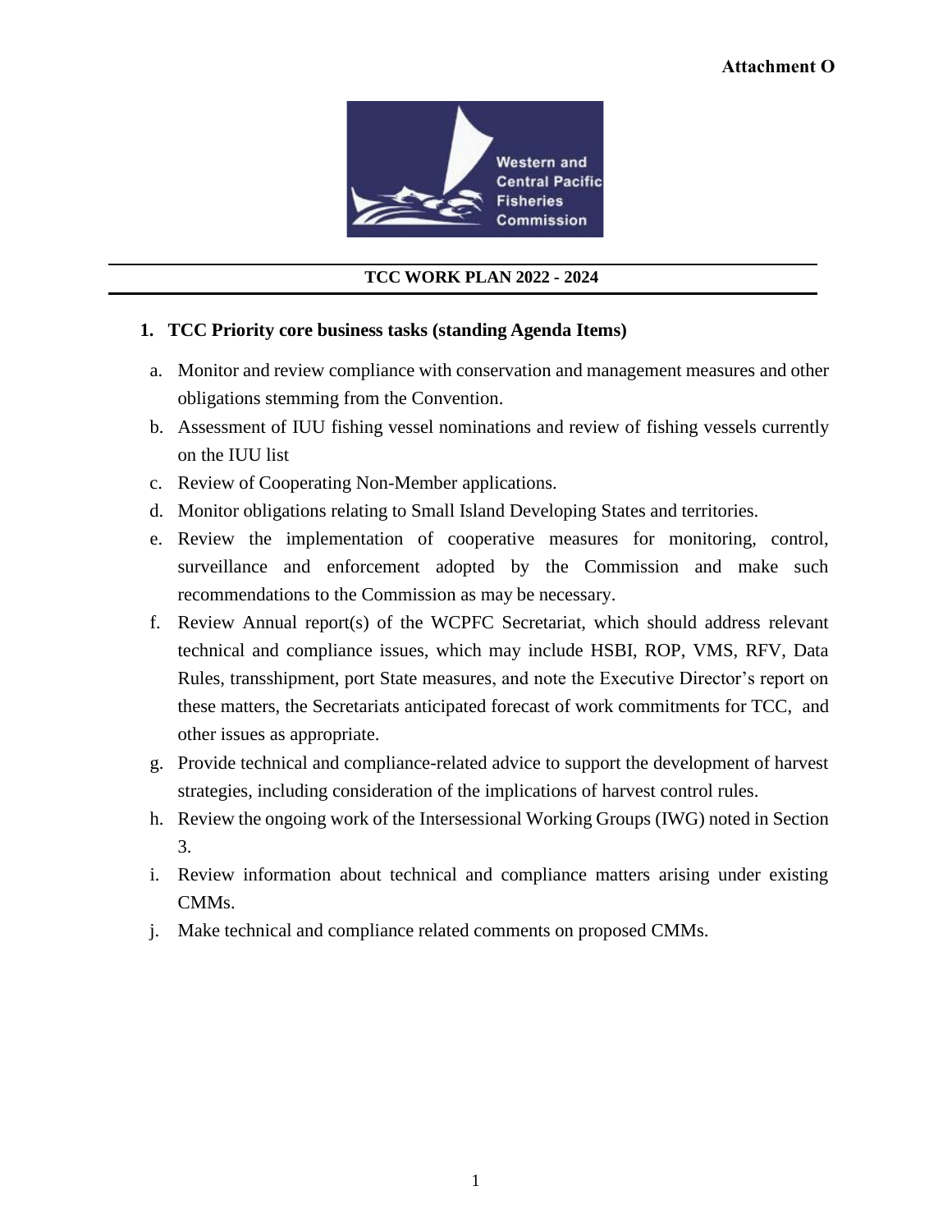**Attachment O**

Western and Central Pacific Fisheries Commission

## TCC WORK PLAN 2022 - 2024

### 1. TCC Priority core business tasks (standing Agenda Items)

a. Monitor and review compliance with conservation and management measures and other obligations stemming from the Convention.

b. Assessment of IUU fishing vessel nominations and review of fishing vessels currently on the IUU list

c. Review of Cooperating Non-Member applications.

d. Monitor obligations relating to Small Island Developing States and territories.

e. Review the implementation of cooperative measures for monitoring, control, surveillance and enforcement adopted by the Commission and make such recommendations to the Commission as may be necessary.

f. Review Annual report(s) of the WCPFC Secretariat, which should address relevant technical and compliance issues, which may include HSBI, ROP, VMS, RFV, Data Rules, transshipment, port State measures, and note the Executive Director's report on these matters, the Secretariats anticipated forecast of work commitments for TCC, and other issues as appropriate.

g. Provide technical and compliance-related advice to support the development of harvest strategies, including consideration of the implications of harvest control rules.

h. Review the ongoing work of the Intersessional Working Groups (IWG) noted in Section 3.

i. Review information about technical and compliance matters arising under existing CMMs.

j. Make technical and compliance related comments on proposed CMMs.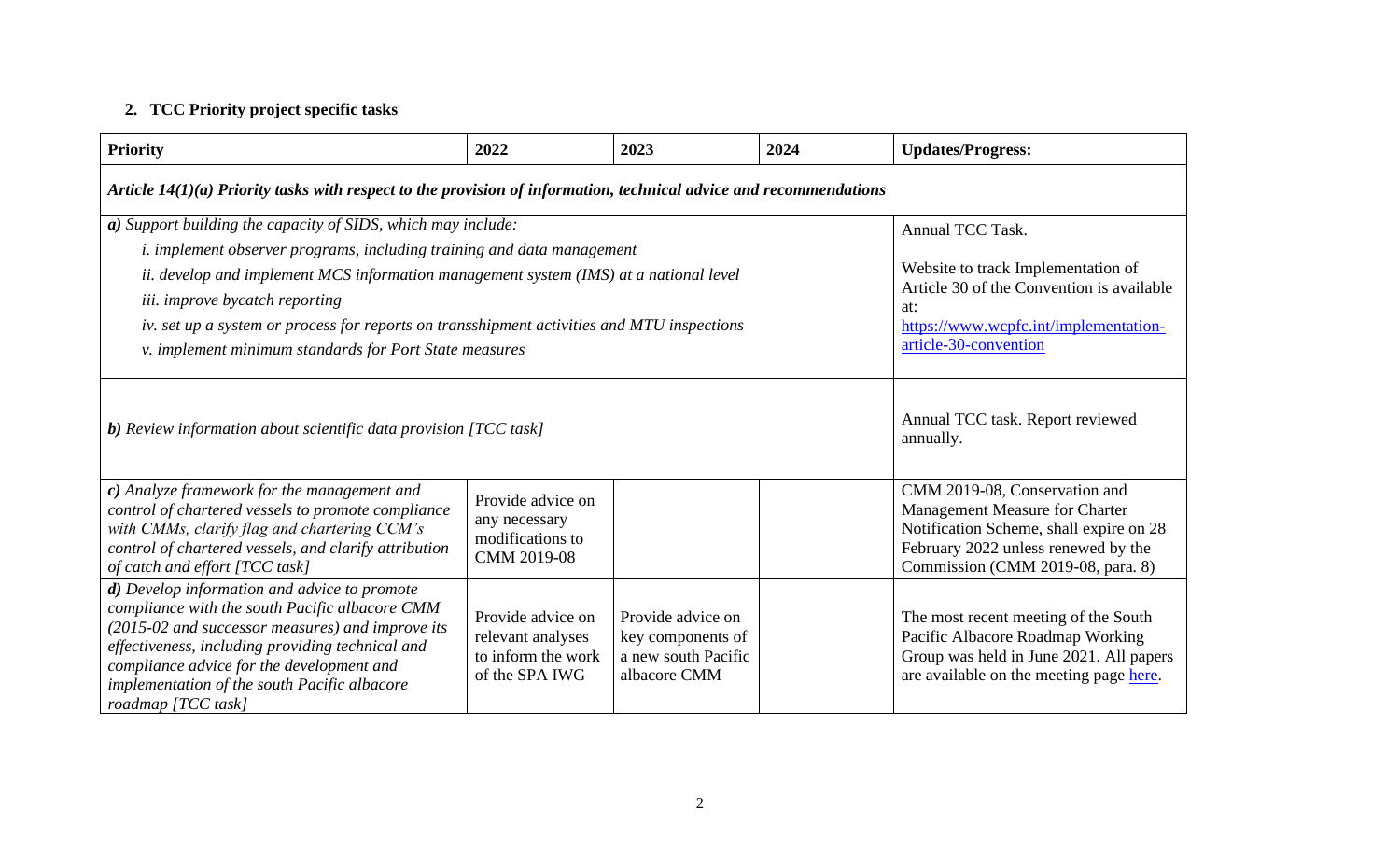## 2. TCC Priority project specific tasks

| Priority | 2022 | 2023 | 2024 | Updates/Progress: |
|---|---|---|---|---|
| *Article 14(1)(a) Priority tasks with respect to the provision of information, technical advice and recommendations* | | | | |
| ***a)*** *Support building the capacity of SIDS, which may include:*<br>*i. implement observer programs, including training and data management*<br>*ii. develop and implement MCS information management system (IMS) at a national level*<br>*iii. improve bycatch reporting*<br>*iv. set up a system or process for reports on transshipment activities and MTU inspections*<br>*v. implement minimum standards for Port State measures* | | | | Annual TCC Task.<br><br>Website to track Implementation of Article 30 of the Convention is available at: https://www.wcpfc.int/implementation-article-30-convention |
| ***b)*** *Review information about scientific data provision [TCC task]* | | | | Annual TCC task. Report reviewed annually. |
| ***c)*** *Analyze framework for the management and control of chartered vessels to promote compliance with CMMs, clarify flag and chartering CCM's control of chartered vessels, and clarify attribution of catch and effort [TCC task]* | Provide advice on any necessary modifications to CMM 2019-08 | | | CMM 2019-08, Conservation and Management Measure for Charter Notification Scheme, shall expire on 28 February 2022 unless renewed by the Commission (CMM 2019-08, para. 8) |
| ***d)*** *Develop information and advice to promote compliance with the south Pacific albacore CMM (2015-02 and successor measures) and improve its effectiveness, including providing technical and compliance advice for the development and implementation of the south Pacific albacore roadmap [TCC task]* | Provide advice on relevant analyses to inform the work of the SPA IWG | Provide advice on key components of a new south Pacific albacore CMM | | The most recent meeting of the South Pacific Albacore Roadmap Working Group was held in June 2021. All papers are available on the meeting page here. |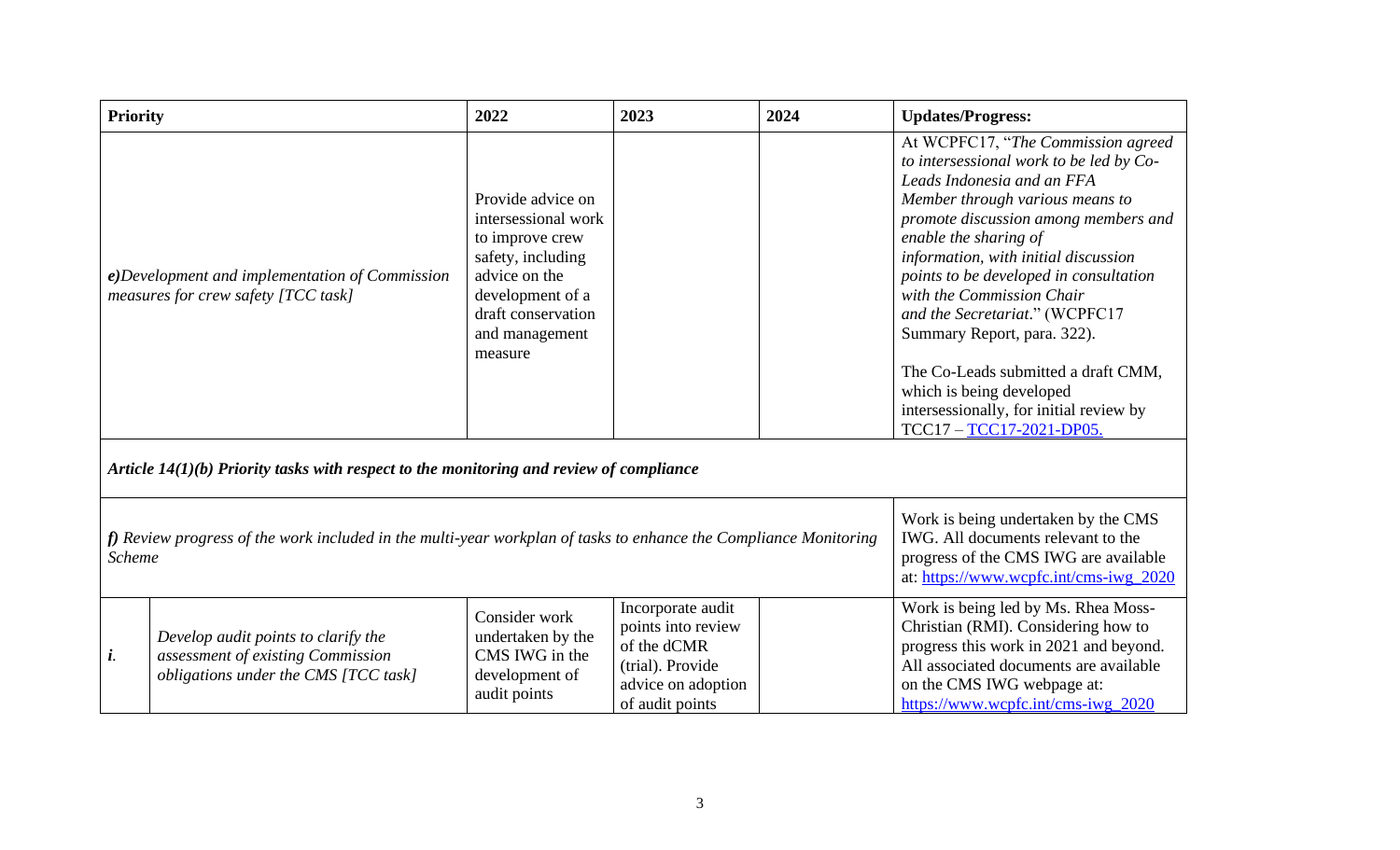| Priority | | 2022 | 2023 | 2024 | Updates/Progress: |
|---|---|---|---|---|---|
| ***e)****Development and implementation of Commission measures for crew safety [TCC task]* | | Provide advice on intersessional work to improve crew safety, including advice on the development of a draft conservation and management measure | | | At WCPFC17, "*The Commission agreed to intersessional work to be led by Co-Leads Indonesia and an FFA Member through various means to promote discussion among members and enable the sharing of information, with initial discussion points to be developed in consultation with the Commission Chair and the Secretariat*." (WCPFC17 Summary Report, para. 322).<br><br>The Co-Leads submitted a draft CMM, which is being developed intersessionally, for initial review by TCC17 – TCC17-2021-DP05. |
| ***Article 14(1)(b) Priority tasks with respect to the monitoring and review of compliance*** | | | | | |
| ***f)*** *Review progress of the work included in the multi-year workplan of tasks to enhance the Compliance Monitoring Scheme* | | | | | Work is being undertaken by the CMS IWG. All documents relevant to the progress of the CMS IWG are available at: https://www.wcpfc.int/cms-iwg_2020 |
| ***i.*** | *Develop audit points to clarify the assessment of existing Commission obligations under the CMS [TCC task]* | Consider work undertaken by the CMS IWG in the development of audit points | Incorporate audit points into review of the dCMR (trial). Provide advice on adoption of audit points | | Work is being led by Ms. Rhea Moss-Christian (RMI). Considering how to progress this work in 2021 and beyond. All associated documents are available on the CMS IWG webpage at: https://www.wcpfc.int/cms-iwg_2020 |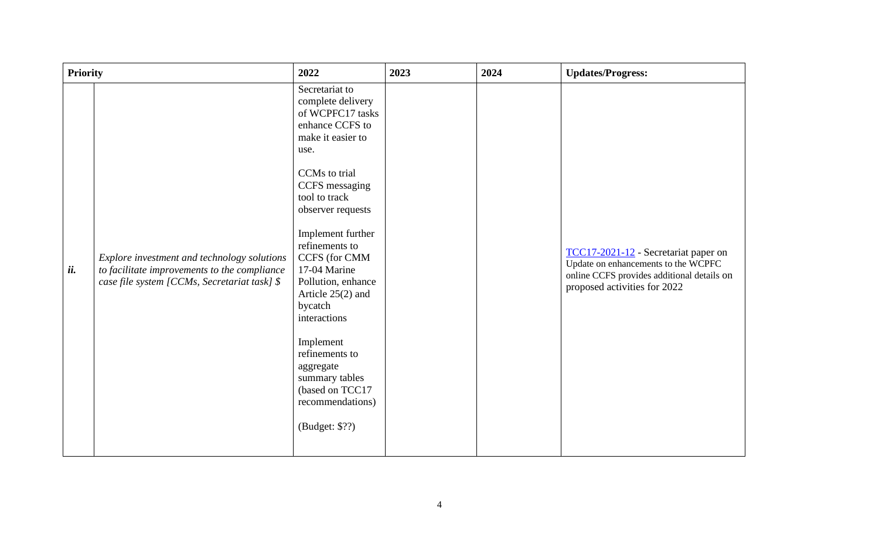| Priority | | 2022 | 2023 | 2024 | Updates/Progress: |
|---|---|---|---|---|---|
| *ii.* | *Explore investment and technology solutions to facilitate improvements to the compliance case file system [CCMs, Secretariat task] $* | Secretariat to complete delivery of WCPFC17 tasks enhance CCFS to make it easier to use.<br><br>CCMs to trial CCFS messaging tool to track observer requests<br><br>Implement further refinements to CCFS (for CMM 17-04 Marine Pollution, enhance Article 25(2) and bycatch interactions<br><br>Implement refinements to aggregate summary tables (based on TCC17 recommendations)<br><br>(Budget: $??) | | | TCC17-2021-12 - Secretariat paper on Update on enhancements to the WCPFC online CCFS provides additional details on proposed activities for 2022 |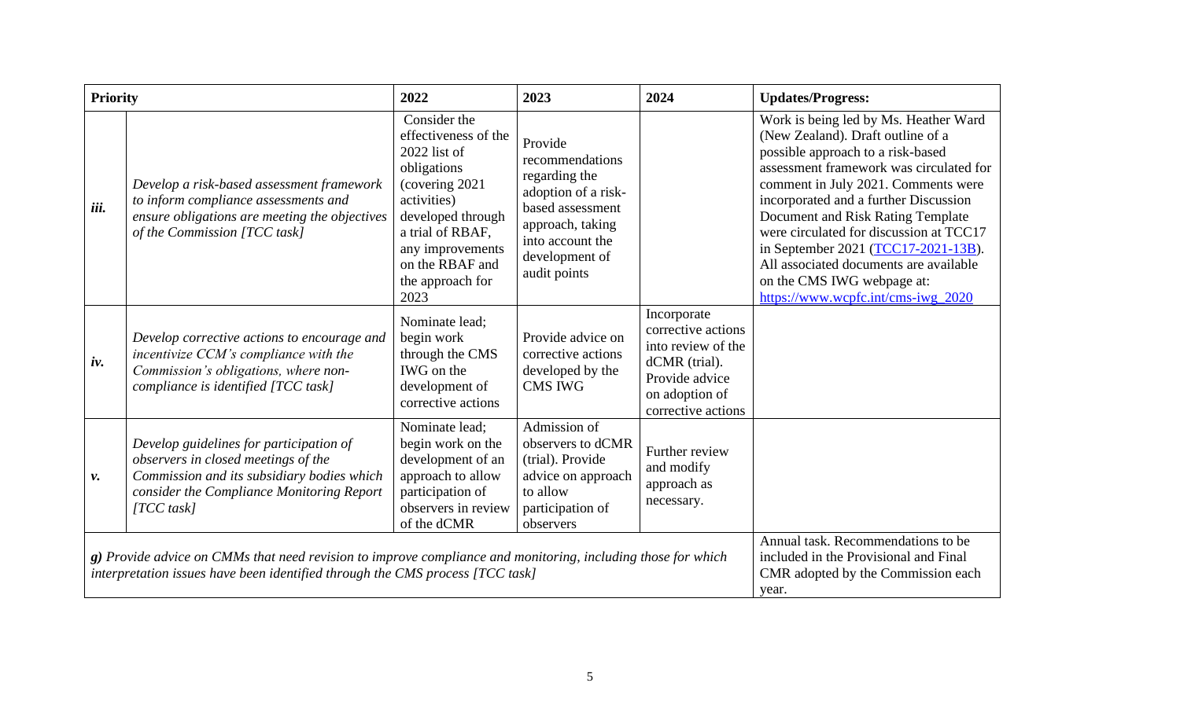| Priority | | 2022 | 2023 | 2024 | Updates/Progress: |
|---|---|---|---|---|---|
| *iii.* | *Develop a risk-based assessment framework to inform compliance assessments and ensure obligations are meeting the objectives of the Commission [TCC task]* | Consider the effectiveness of the 2022 list of obligations (covering 2021 activities) developed through a trial of RBAF, any improvements on the RBAF and the approach for 2023 | Provide recommendations regarding the adoption of a risk-based assessment approach, taking into account the development of audit points | | Work is being led by Ms. Heather Ward (New Zealand). Draft outline of a possible approach to a risk-based assessment framework was circulated for comment in July 2021. Comments were incorporated and a further Discussion Document and Risk Rating Template were circulated for discussion at TCC17 in September 2021 (TCC17-2021-13B). All associated documents are available on the CMS IWG webpage at: https://www.wcpfc.int/cms-iwg_2020 |
| *iv.* | *Develop corrective actions to encourage and incentivize CCM's compliance with the Commission's obligations, where non-compliance is identified [TCC task]* | Nominate lead; begin work through the CMS IWG on the development of corrective actions | Provide advice on corrective actions developed by the CMS IWG | Incorporate corrective actions into review of the dCMR (trial). Provide advice on adoption of corrective actions | |
| *v.* | *Develop guidelines for participation of observers in closed meetings of the Commission and its subsidiary bodies which consider the Compliance Monitoring Report [TCC task]* | Nominate lead; begin work on the development of an approach to allow participation of observers in review of the dCMR | Admission of observers to dCMR (trial). Provide advice on approach to allow participation of observers | Further review and modify approach as necessary. | |
| ***g)*** *Provide advice on CMMs that need revision to improve compliance and monitoring, including those for which interpretation issues have been identified through the CMS process [TCC task]* | | | | | Annual task. Recommendations to be included in the Provisional and Final CMR adopted by the Commission each year. |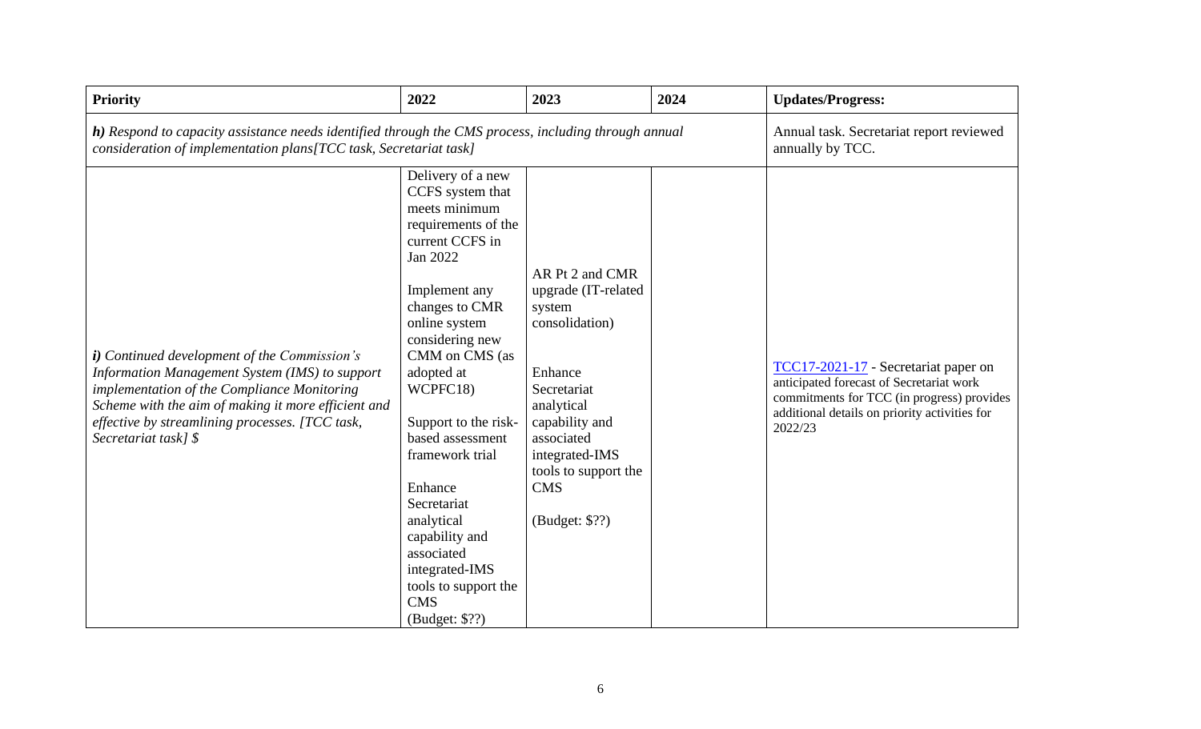| Priority | 2022 | 2023 | 2024 | Updates/Progress: |
|---|---|---|---|---|
| ***h)*** *Respond to capacity assistance needs identified through the CMS process, including through annual consideration of implementation plans[TCC task, Secretariat task]* | | | | Annual task. Secretariat report reviewed annually by TCC. |
| ***i)*** *Continued development of the Commission's Information Management System (IMS) to support implementation of the Compliance Monitoring Scheme with the aim of making it more efficient and effective by streamlining processes. [TCC task, Secretariat task] $* | Delivery of a new CCFS system that meets minimum requirements of the current CCFS in Jan 2022<br><br>Implement any changes to CMR online system considering new CMM on CMS (as adopted at WCPFC18)<br><br>Support to the risk-based assessment framework trial<br><br>Enhance Secretariat analytical capability and associated integrated-IMS tools to support the CMS<br>(Budget: $??) | AR Pt 2 and CMR upgrade (IT-related system consolidation)<br><br>Enhance Secretariat analytical capability and associated integrated-IMS tools to support the CMS<br><br>(Budget: $??) | | TCC17-2021-17 - Secretariat paper on anticipated forecast of Secretariat work commitments for TCC (in progress) provides additional details on priority activities for 2022/23 |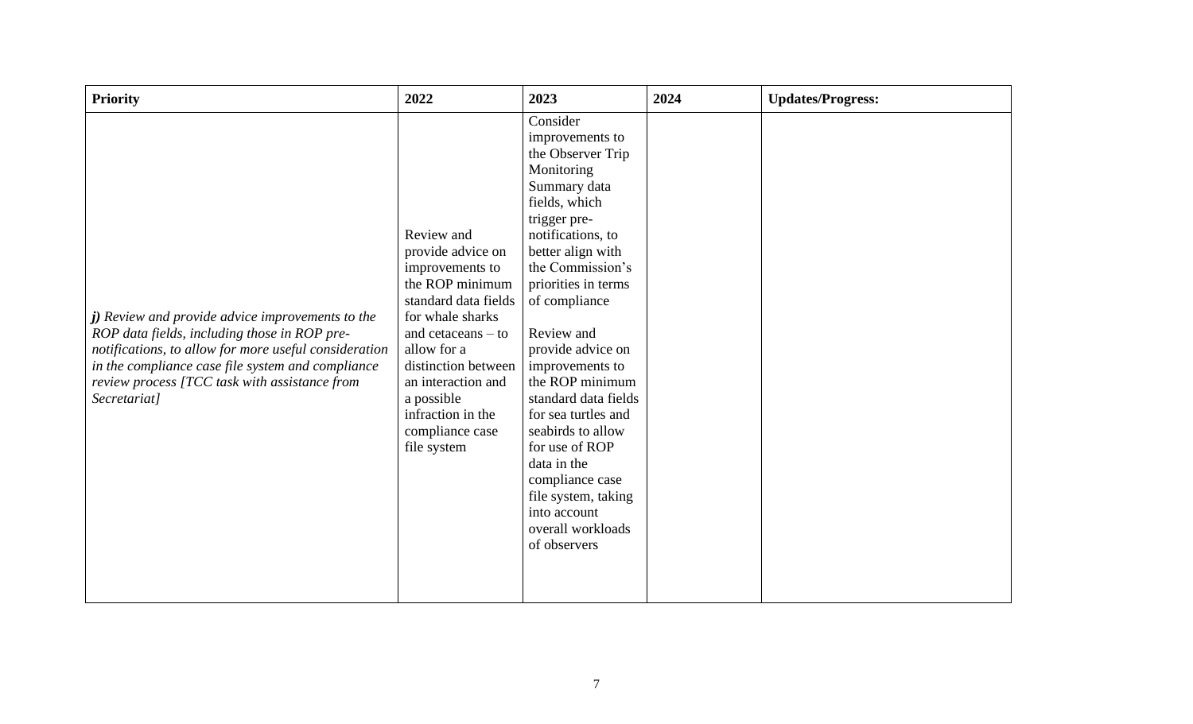| Priority | 2022 | 2023 | 2024 | Updates/Progress: |
|---|---|---|---|---|
| ***j)*** *Review and provide advice improvements to the ROP data fields, including those in ROP pre-notifications, to allow for more useful consideration in the compliance case file system and compliance review process [TCC task with assistance from Secretariat]* | Review and provide advice on improvements to the ROP minimum standard data fields for whale sharks and cetaceans – to allow for a distinction between an interaction and a possible infraction in the compliance case file system | Consider improvements to the Observer Trip Monitoring Summary data fields, which trigger pre-notifications, to better align with the Commission's priorities in terms of compliance<br><br>Review and provide advice on improvements to the ROP minimum standard data fields for sea turtles and seabirds to allow for use of ROP data in the compliance case file system, taking into account overall workloads of observers | | |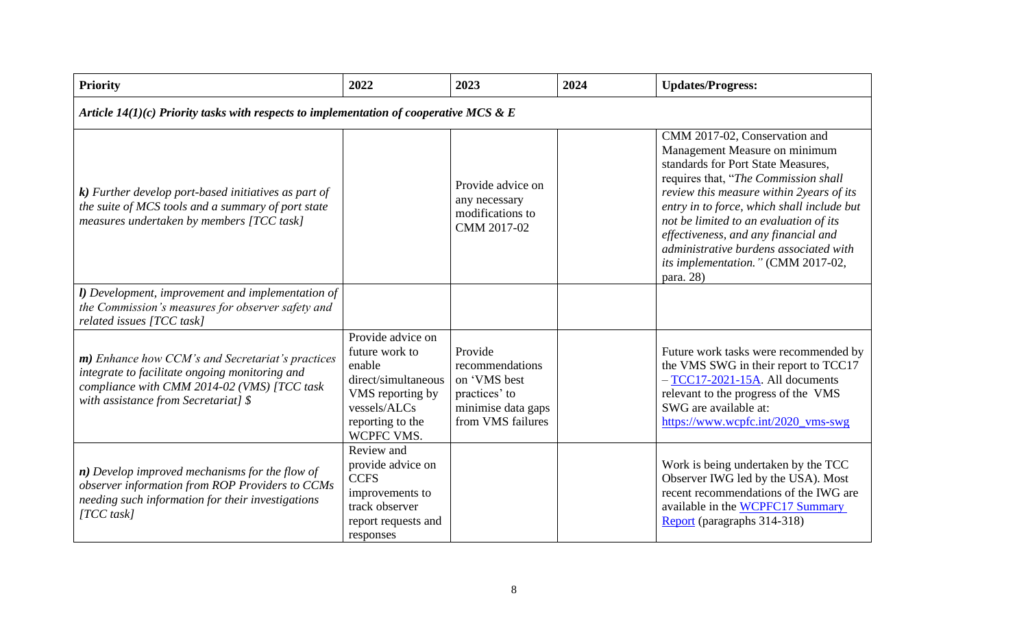| Priority | 2022 | 2023 | 2024 | Updates/Progress: |
| --- | --- | --- | --- | --- |
| ***Article 14(1)(c) Priority tasks with respects to implementation of cooperative MCS & E*** | | | | |
| ***k)*** *Further develop port-based initiatives as part of the suite of MCS tools and a summary of port state measures undertaken by members [TCC task]* | | Provide advice on any necessary modifications to CMM 2017-02 | | CMM 2017-02, Conservation and Management Measure on minimum standards for Port State Measures, requires that, "*The Commission shall review this measure within 2years of its entry in to force, which shall include but not be limited to an evaluation of its effectiveness, and any financial and administrative burdens associated with its implementation.*" (CMM 2017-02, para. 28) |
| ***l)*** *Development, improvement and implementation of the Commission's measures for observer safety and related issues [TCC task]* | | | | |
| ***m)*** *Enhance how CCM's and Secretariat's practices integrate to facilitate ongoing monitoring and compliance with CMM 2014-02 (VMS) [TCC task with assistance from Secretariat] $* | Provide advice on future work to enable direct/simultaneous VMS reporting by vessels/ALCs reporting to the WCPFC VMS. | Provide recommendations on 'VMS best practices' to minimise data gaps from VMS failures | | Future work tasks were recommended by the VMS SWG in their report to TCC17 – TCC17-2021-15A. All documents relevant to the progress of the VMS SWG are available at: https://www.wcpfc.int/2020_vms-swg |
| ***n)*** *Develop improved mechanisms for the flow of observer information from ROP Providers to CCMs needing such information for their investigations [TCC task]* | Review and provide advice on CCFS improvements to track observer report requests and responses | | | Work is being undertaken by the TCC Observer IWG led by the USA). Most recent recommendations of the IWG are available in the WCPFC17 Summary Report (paragraphs 314-318) |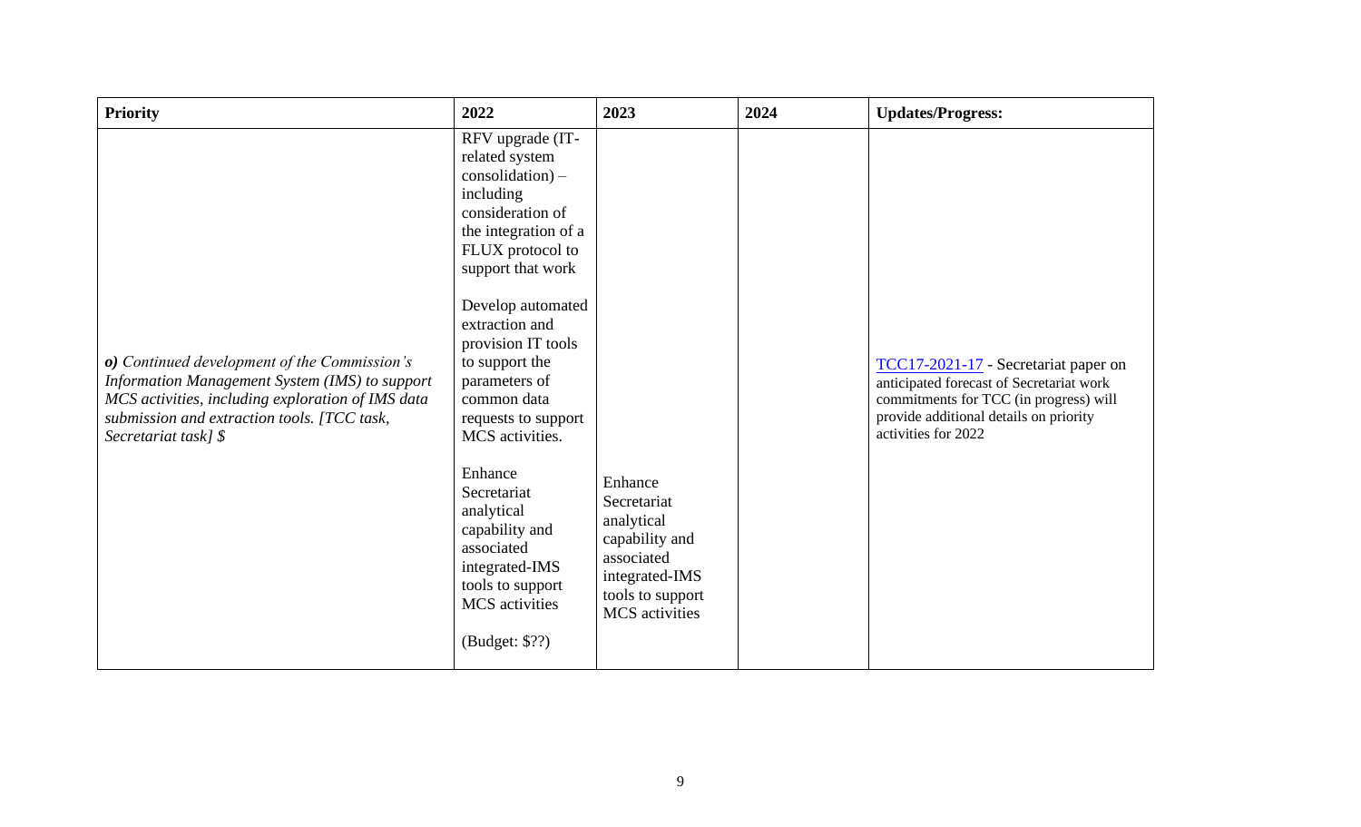| Priority | 2022 | 2023 | 2024 | Updates/Progress: |
|---|---|---|---|---|
| ***o)*** *Continued development of the Commission's Information Management System (IMS) to support MCS activities, including exploration of IMS data submission and extraction tools. [TCC task, Secretariat task] $* | RFV upgrade (IT-related system consolidation) – including consideration of the integration of a FLUX protocol to support that work<br><br>Develop automated extraction and provision IT tools to support the parameters of common data requests to support MCS activities.<br><br>Enhance Secretariat analytical capability and associated integrated-IMS tools to support MCS activities<br><br>(Budget: $??) | Enhance Secretariat analytical capability and associated integrated-IMS tools to support MCS activities | | TCC17-2021-17 - Secretariat paper on anticipated forecast of Secretariat work commitments for TCC (in progress) will provide additional details on priority activities for 2022 |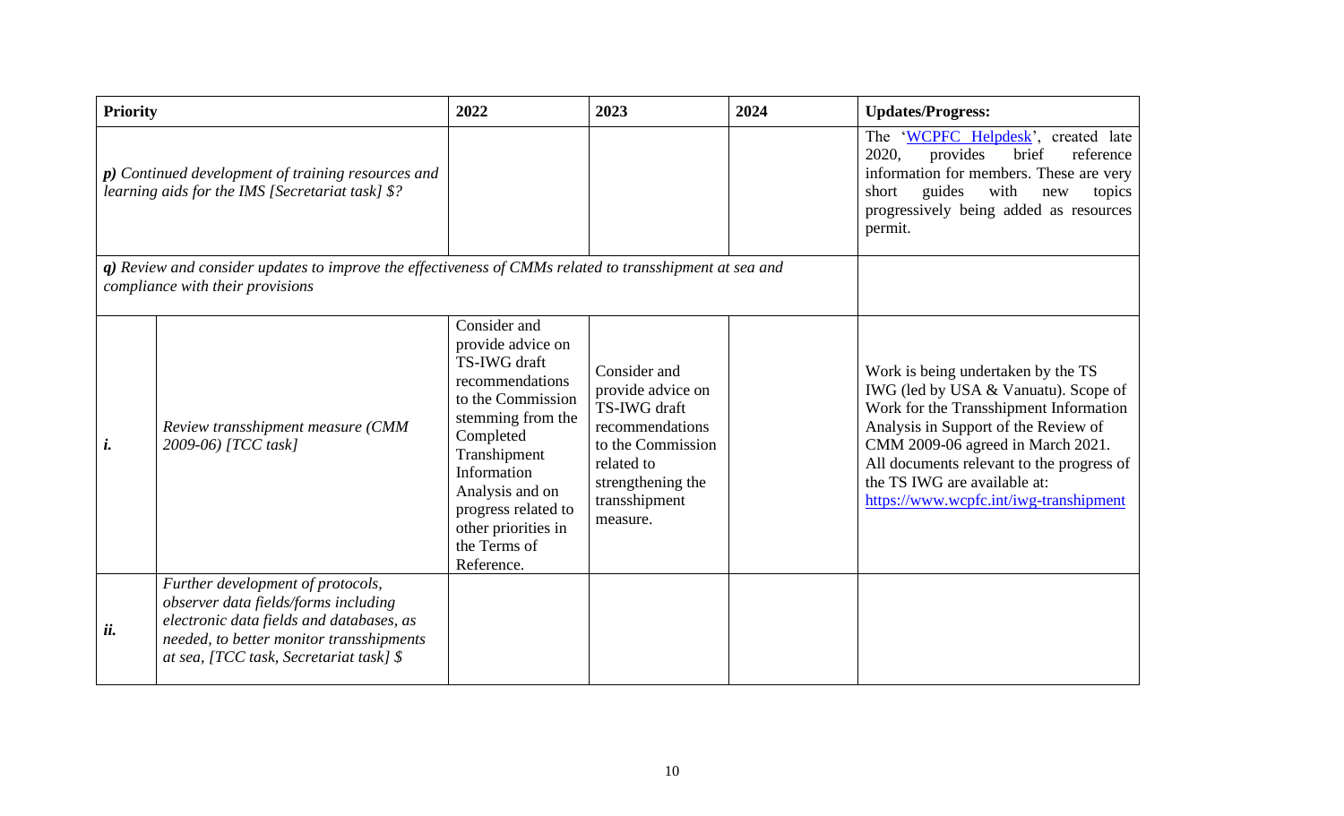| Priority | | 2022 | 2023 | 2024 | Updates/Progress: |
|---|---|---|---|---|---|
| ***p)*** *Continued development of training resources and learning aids for the IMS [Secretariat task] $?* | | | | | The 'WCPFC Helpdesk', created late 2020, provides brief reference information for members. These are very short guides with new topics progressively being added as resources permit. |
| ***q)*** *Review and consider updates to improve the effectiveness of CMMs related to transshipment at sea and compliance with their provisions* | | | | | |
| ***i.*** | *Review transshipment measure (CMM 2009-06) [TCC task]* | Consider and provide advice on TS-IWG draft recommendations to the Commission stemming from the Completed Transhipment Information Analysis and on progress related to other priorities in the Terms of Reference. | Consider and provide advice on TS-IWG draft recommendations to the Commission related to strengthening the transshipment measure. | | Work is being undertaken by the TS IWG (led by USA & Vanuatu). Scope of Work for the Transshipment Information Analysis in Support of the Review of CMM 2009-06 agreed in March 2021. All documents relevant to the progress of the TS IWG are available at: https://www.wcpfc.int/iwg-transhipment |
| ***ii.*** | *Further development of protocols, observer data fields/forms including electronic data fields and databases, as needed, to better monitor transshipments at sea, [TCC task, Secretariat task] $* | | | | |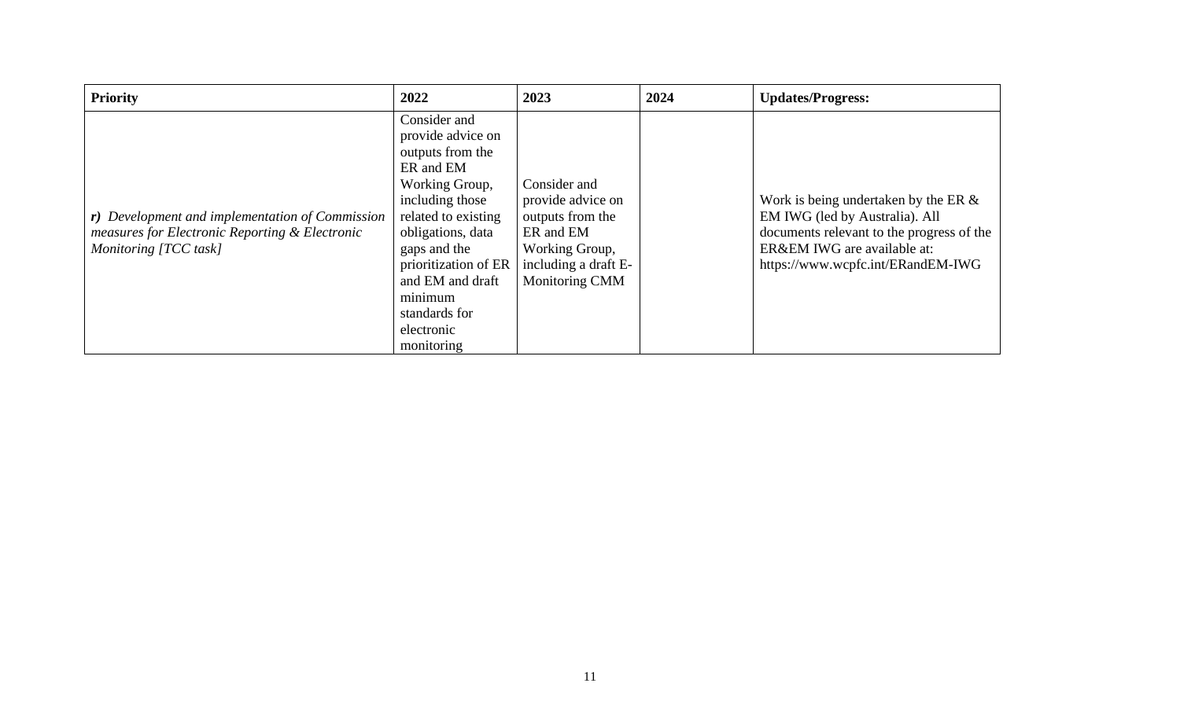| Priority | 2022 | 2023 | 2024 | Updates/Progress: |
|---|---|---|---|---|
| ***r)*** *Development and implementation of Commission measures for Electronic Reporting & Electronic Monitoring [TCC task]* | Consider and provide advice on outputs from the ER and EM Working Group, including those related to existing obligations, data gaps and the prioritization of ER and EM and draft minimum standards for electronic monitoring | Consider and provide advice on outputs from the ER and EM Working Group, including a draft E-Monitoring CMM | | Work is being undertaken by the ER & EM IWG (led by Australia). All documents relevant to the progress of the ER&EM IWG are available at: https://www.wcpfc.int/ERandEM-IWG |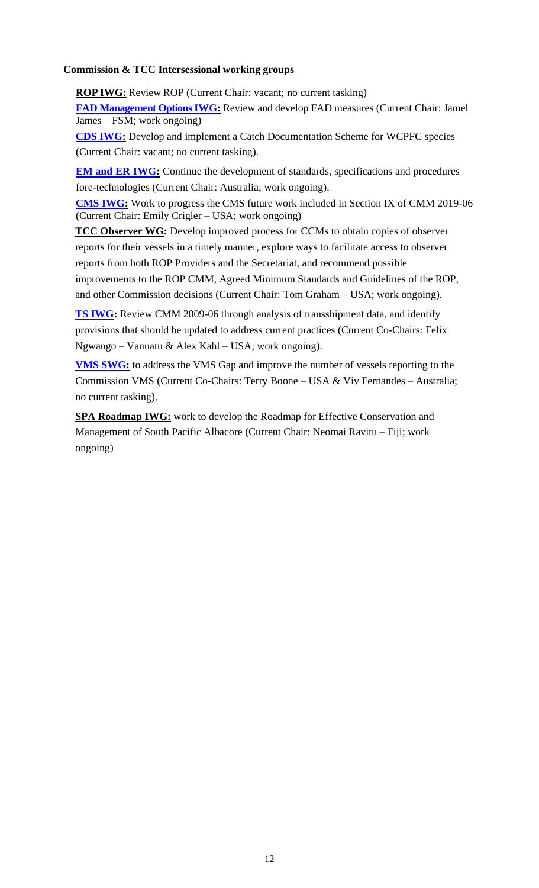**Commission & TCC Intersessional working groups**

**ROP IWG:** Review ROP (Current Chair: vacant; no current tasking)

**FAD Management Options IWG:** Review and develop FAD measures (Current Chair: Jamel James – FSM; work ongoing)

**CDS IWG:** Develop and implement a Catch Documentation Scheme for WCPFC species (Current Chair: vacant; no current tasking).

**EM and ER IWG:** Continue the development of standards, specifications and procedures fore-technologies (Current Chair: Australia; work ongoing).

**CMS IWG:** Work to progress the CMS future work included in Section IX of CMM 2019-06 (Current Chair: Emily Crigler – USA; work ongoing)

**TCC Observer WG:** Develop improved process for CCMs to obtain copies of observer reports for their vessels in a timely manner, explore ways to facilitate access to observer reports from both ROP Providers and the Secretariat, and recommend possible improvements to the ROP CMM, Agreed Minimum Standards and Guidelines of the ROP, and other Commission decisions (Current Chair: Tom Graham – USA; work ongoing).

**TS IWG:** Review CMM 2009-06 through analysis of transshipment data, and identify provisions that should be updated to address current practices (Current Co-Chairs: Felix Ngwango – Vanuatu & Alex Kahl – USA; work ongoing).

**VMS SWG:** to address the VMS Gap and improve the number of vessels reporting to the Commission VMS (Current Co-Chairs: Terry Boone – USA & Viv Fernandes – Australia; no current tasking).

**SPA Roadmap IWG:** work to develop the Roadmap for Effective Conservation and Management of South Pacific Albacore (Current Chair: Neomai Ravitu – Fiji; work ongoing)